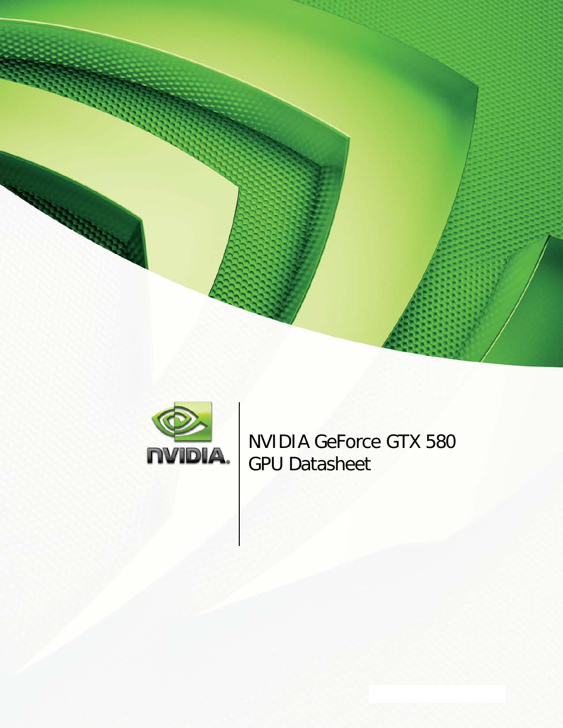# NVIDIA GeForce GTX 580 GPU Datasheet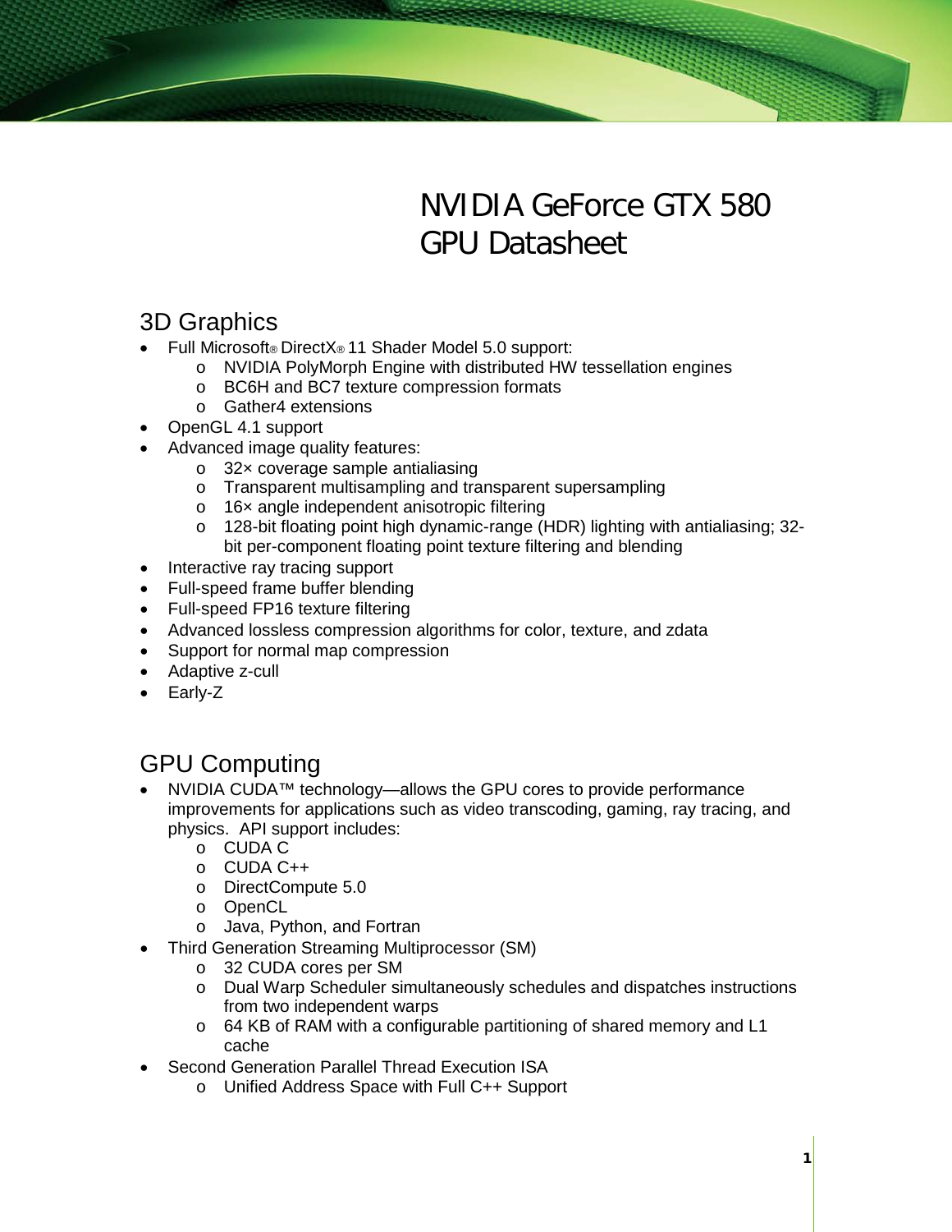# NVIDIA GeForce GTX 580 GPU Datasheet

## 3D Graphics

- Full Microsoft® DirectX® 11 Shader Model 5.0 support:
  - NVIDIA PolyMorph Engine with distributed HW tessellation engines
  - BC6H and BC7 texture compression formats
  - Gather4 extensions
- OpenGL 4.1 support
- Advanced image quality features:
  - 32× coverage sample antialiasing
  - Transparent multisampling and transparent supersampling
  - 16× angle independent anisotropic filtering
  - 128-bit floating point high dynamic-range (HDR) lighting with antialiasing; 32-bit per-component floating point texture filtering and blending
- Interactive ray tracing support
- Full-speed frame buffer blending
- Full-speed FP16 texture filtering
- Advanced lossless compression algorithms for color, texture, and zdata
- Support for normal map compression
- Adaptive z-cull
- Early-Z

## GPU Computing

- NVIDIA CUDA™ technology—allows the GPU cores to provide performance improvements for applications such as video transcoding, gaming, ray tracing, and physics. API support includes:
  - CUDA C
  - CUDA C++
  - DirectCompute 5.0
  - OpenCL
  - Java, Python, and Fortran
- Third Generation Streaming Multiprocessor (SM)
  - 32 CUDA cores per SM
  - Dual Warp Scheduler simultaneously schedules and dispatches instructions from two independent warps
  - 64 KB of RAM with a configurable partitioning of shared memory and L1 cache
- Second Generation Parallel Thread Execution ISA
  - Unified Address Space with Full C++ Support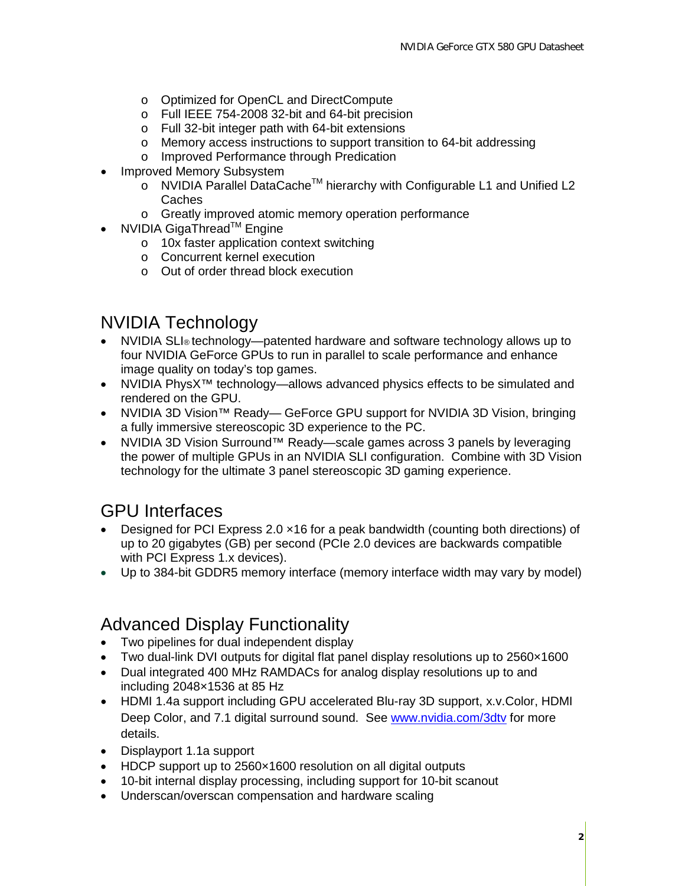- Optimized for OpenCL and DirectCompute
  - Full IEEE 754-2008 32-bit and 64-bit precision
  - Full 32-bit integer path with 64-bit extensions
  - Memory access instructions to support transition to 64-bit addressing
  - Improved Performance through Predication
- Improved Memory Subsystem
  - NVIDIA Parallel DataCache™ hierarchy with Configurable L1 and Unified L2 Caches
  - Greatly improved atomic memory operation performance
- NVIDIA GigaThread™ Engine
  - 10x faster application context switching
  - Concurrent kernel execution
  - Out of order thread block execution

## NVIDIA Technology

- NVIDIA SLI® technology—patented hardware and software technology allows up to four NVIDIA GeForce GPUs to run in parallel to scale performance and enhance image quality on today's top games.
- NVIDIA PhysX™ technology—allows advanced physics effects to be simulated and rendered on the GPU.
- NVIDIA 3D Vision™ Ready— GeForce GPU support for NVIDIA 3D Vision, bringing a fully immersive stereoscopic 3D experience to the PC.
- NVIDIA 3D Vision Surround™ Ready—scale games across 3 panels by leveraging the power of multiple GPUs in an NVIDIA SLI configuration. Combine with 3D Vision technology for the ultimate 3 panel stereoscopic 3D gaming experience.

## GPU Interfaces

- Designed for PCI Express 2.0 ×16 for a peak bandwidth (counting both directions) of up to 20 gigabytes (GB) per second (PCIe 2.0 devices are backwards compatible with PCI Express 1.x devices).
- Up to 384-bit GDDR5 memory interface (memory interface width may vary by model)

## Advanced Display Functionality

- Two pipelines for dual independent display
- Two dual-link DVI outputs for digital flat panel display resolutions up to 2560×1600
- Dual integrated 400 MHz RAMDACs for analog display resolutions up to and including 2048×1536 at 85 Hz
- HDMI 1.4a support including GPU accelerated Blu-ray 3D support, x.v.Color, HDMI Deep Color, and 7.1 digital surround sound. See www.nvidia.com/3dtv for more details.
- Displayport 1.1a support
- HDCP support up to 2560×1600 resolution on all digital outputs
- 10-bit internal display processing, including support for 10-bit scanout
- Underscan/overscan compensation and hardware scaling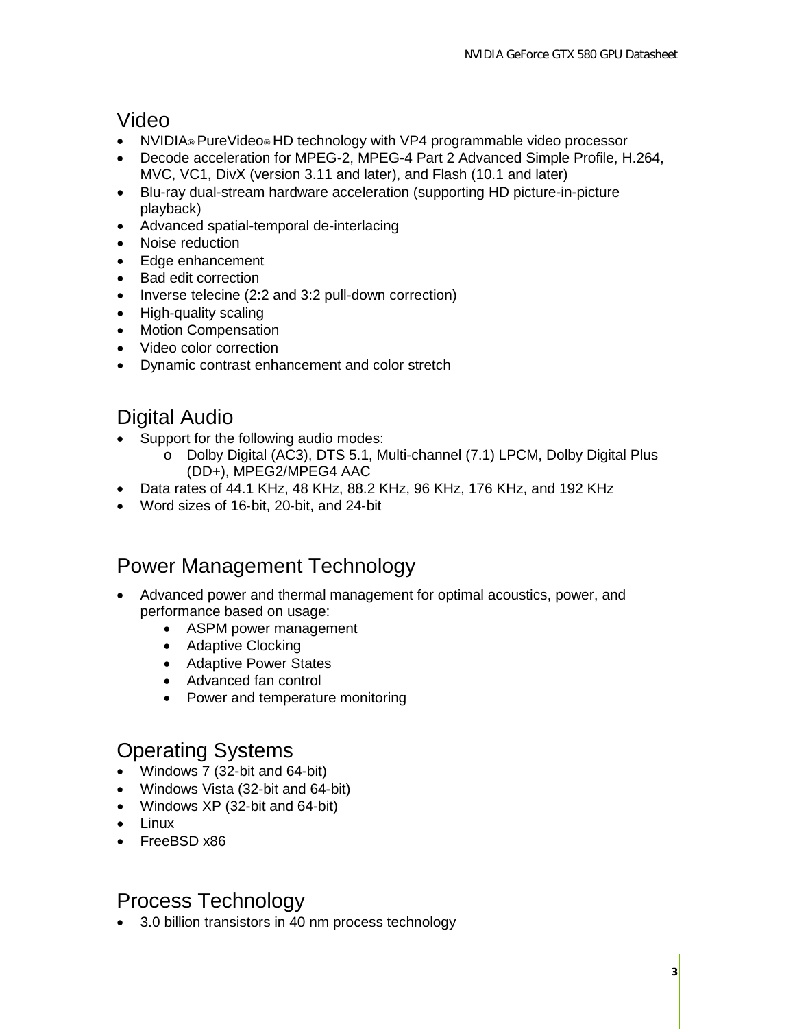## Video

- NVIDIA® PureVideo® HD technology with VP4 programmable video processor
- Decode acceleration for MPEG-2, MPEG-4 Part 2 Advanced Simple Profile, H.264, MVC, VC1, DivX (version 3.11 and later), and Flash (10.1 and later)
- Blu-ray dual-stream hardware acceleration (supporting HD picture-in-picture playback)
- Advanced spatial-temporal de-interlacing
- Noise reduction
- Edge enhancement
- Bad edit correction
- Inverse telecine (2:2 and 3:2 pull-down correction)
- High-quality scaling
- Motion Compensation
- Video color correction
- Dynamic contrast enhancement and color stretch

## Digital Audio

- Support for the following audio modes:
    - Dolby Digital (AC3), DTS 5.1, Multi-channel (7.1) LPCM, Dolby Digital Plus (DD+), MPEG2/MPEG4 AAC
- Data rates of 44.1 KHz, 48 KHz, 88.2 KHz, 96 KHz, 176 KHz, and 192 KHz
- Word sizes of 16-bit, 20-bit, and 24-bit

## Power Management Technology

- Advanced power and thermal management for optimal acoustics, power, and performance based on usage:
    - ASPM power management
    - Adaptive Clocking
    - Adaptive Power States
    - Advanced fan control
    - Power and temperature monitoring

## Operating Systems

- Windows 7 (32-bit and 64-bit)
- Windows Vista (32-bit and 64-bit)
- Windows XP (32-bit and 64-bit)
- Linux
- FreeBSD x86

## Process Technology

- 3.0 billion transistors in 40 nm process technology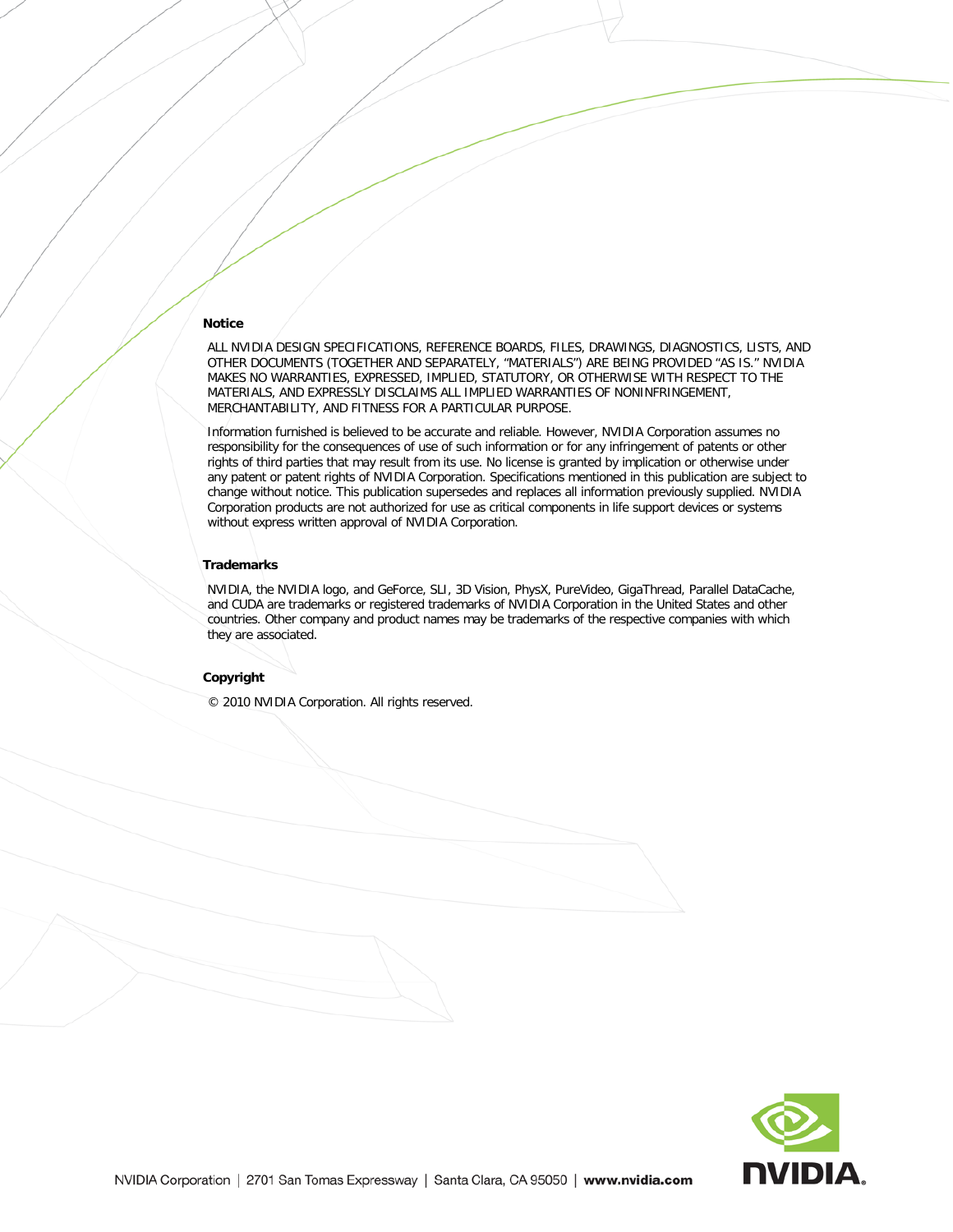**Notice**

ALL NVIDIA DESIGN SPECIFICATIONS, REFERENCE BOARDS, FILES, DRAWINGS, DIAGNOSTICS, LISTS, AND OTHER DOCUMENTS (TOGETHER AND SEPARATELY, "MATERIALS") ARE BEING PROVIDED "AS IS." NVIDIA MAKES NO WARRANTIES, EXPRESSED, IMPLIED, STATUTORY, OR OTHERWISE WITH RESPECT TO THE MATERIALS, AND EXPRESSLY DISCLAIMS ALL IMPLIED WARRANTIES OF NONINFRINGEMENT, MERCHANTABILITY, AND FITNESS FOR A PARTICULAR PURPOSE.

Information furnished is believed to be accurate and reliable. However, NVIDIA Corporation assumes no responsibility for the consequences of use of such information or for any infringement of patents or other rights of third parties that may result from its use. No license is granted by implication or otherwise under any patent or patent rights of NVIDIA Corporation. Specifications mentioned in this publication are subject to change without notice. This publication supersedes and replaces all information previously supplied. NVIDIA Corporation products are not authorized for use as critical components in life support devices or systems without express written approval of NVIDIA Corporation.

**Trademarks**

NVIDIA, the NVIDIA logo, and GeForce, SLI, 3D Vision, PhysX, PureVideo, GigaThread, Parallel DataCache, and CUDA are trademarks or registered trademarks of NVIDIA Corporation in the United States and other countries. Other company and product names may be trademarks of the respective companies with which they are associated.

**Copyright**

© 2010 NVIDIA Corporation. All rights reserved.

NVIDIA Corporation | 2701 San Tomas Expressway | Santa Clara, CA 95050 | **www.nvidia.com**